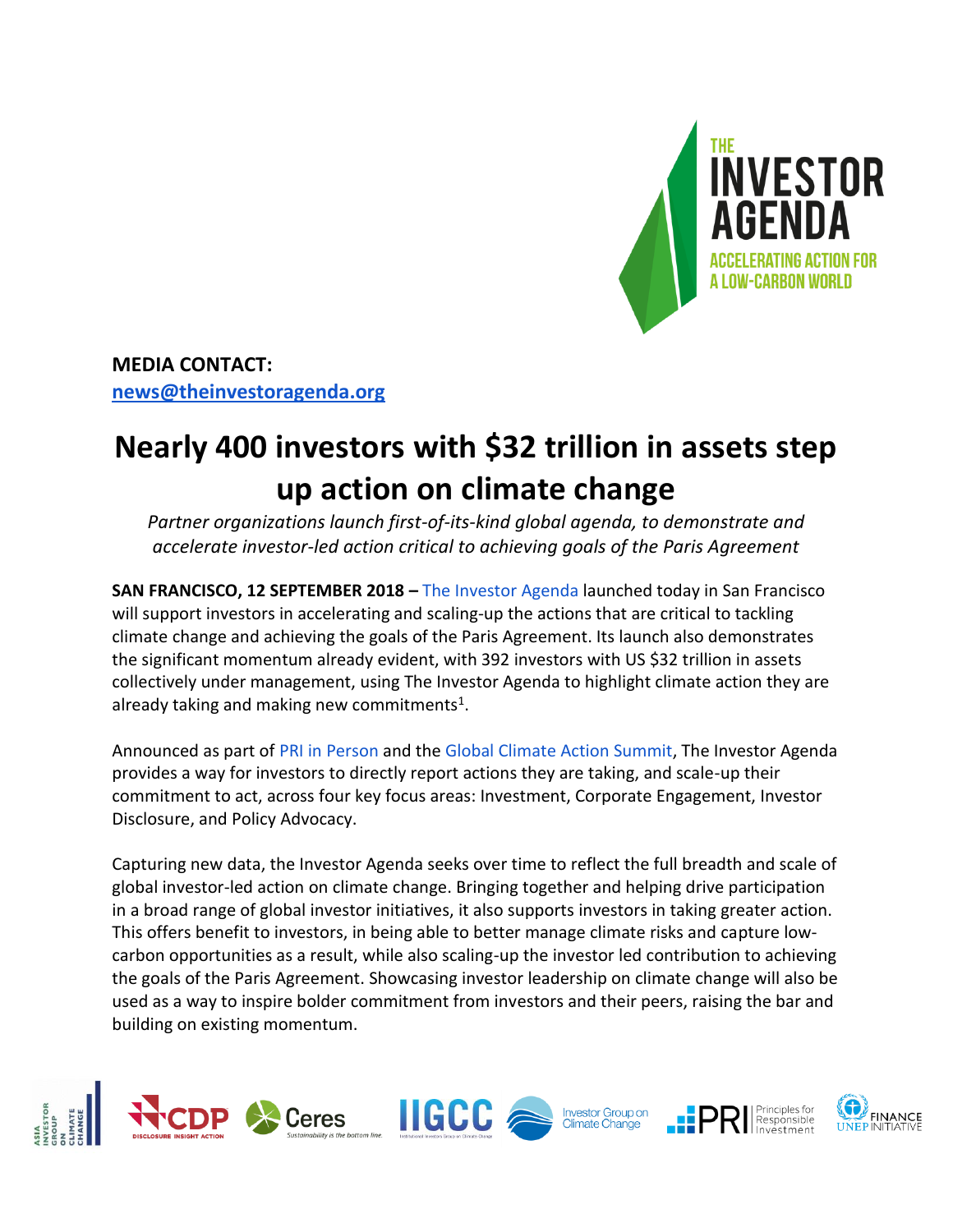**MEDIA CONTACT:**
**news@theinvestoragenda.org**

# Nearly 400 investors with $32 trillion in assets step up action on climate change

*Partner organizations launch first-of-its-kind global agenda, to demonstrate and accelerate investor-led action critical to achieving goals of the Paris Agreement*

**SAN FRANCISCO, 12 SEPTEMBER 2018 –** The Investor Agenda launched today in San Francisco will support investors in accelerating and scaling-up the actions that are critical to tackling climate change and achieving the goals of the Paris Agreement. Its launch also demonstrates the significant momentum already evident, with 392 investors with US $32 trillion in assets collectively under management, using The Investor Agenda to highlight climate action they are already taking and making new commitments[1].

Announced as part of PRI in Person and the Global Climate Action Summit, The Investor Agenda provides a way for investors to directly report actions they are taking, and scale-up their commitment to act, across four key focus areas: Investment, Corporate Engagement, Investor Disclosure, and Policy Advocacy.

Capturing new data, the Investor Agenda seeks over time to reflect the full breadth and scale of global investor-led action on climate change. Bringing together and helping drive participation in a broad range of global investor initiatives, it also supports investors in taking greater action. This offers benefit to investors, in being able to better manage climate risks and capture low-carbon opportunities as a result, while also scaling-up the investor led contribution to achieving the goals of the Paris Agreement. Showcasing investor leadership on climate change will also be used as a way to inspire bolder commitment from investors and their peers, raising the bar and building on existing momentum.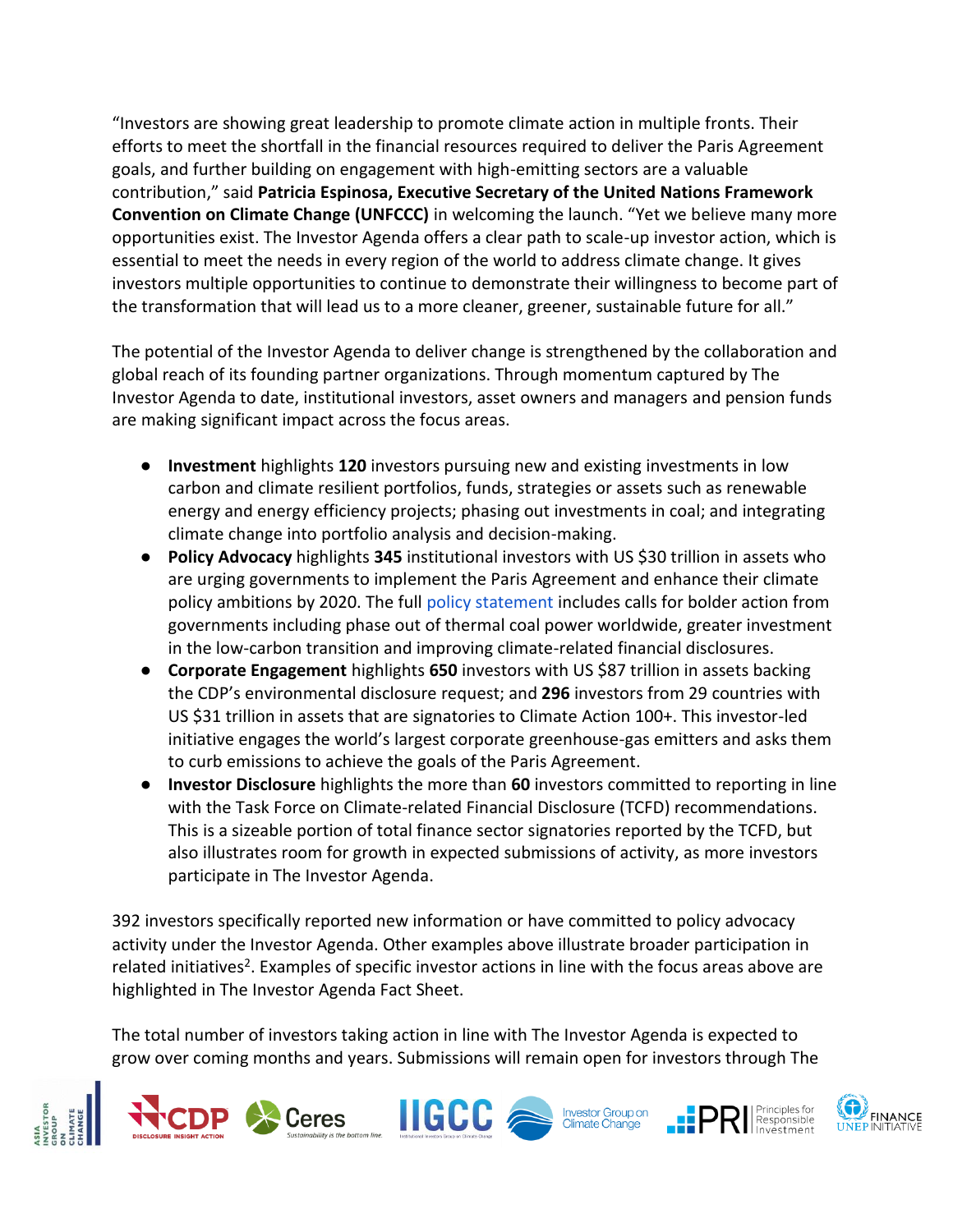"Investors are showing great leadership to promote climate action in multiple fronts. Their efforts to meet the shortfall in the financial resources required to deliver the Paris Agreement goals, and further building on engagement with high-emitting sectors are a valuable contribution," said **Patricia Espinosa, Executive Secretary of the United Nations Framework Convention on Climate Change (UNFCCC)** in welcoming the launch. "Yet we believe many more opportunities exist. The Investor Agenda offers a clear path to scale-up investor action, which is essential to meet the needs in every region of the world to address climate change. It gives investors multiple opportunities to continue to demonstrate their willingness to become part of the transformation that will lead us to a more cleaner, greener, sustainable future for all."

The potential of the Investor Agenda to deliver change is strengthened by the collaboration and global reach of its founding partner organizations. Through momentum captured by The Investor Agenda to date, institutional investors, asset owners and managers and pension funds are making significant impact across the focus areas.

- **Investment** highlights **120** investors pursuing new and existing investments in low carbon and climate resilient portfolios, funds, strategies or assets such as renewable energy and energy efficiency projects; phasing out investments in coal; and integrating climate change into portfolio analysis and decision-making.
- **Policy Advocacy** highlights **345** institutional investors with US $30 trillion in assets who are urging governments to implement the Paris Agreement and enhance their climate policy ambitions by 2020. The full policy statement includes calls for bolder action from governments including phase out of thermal coal power worldwide, greater investment in the low-carbon transition and improving climate-related financial disclosures.
- **Corporate Engagement** highlights **650** investors with US $87 trillion in assets backing the CDP's environmental disclosure request; and **296** investors from 29 countries with US $31 trillion in assets that are signatories to Climate Action 100+. This investor-led initiative engages the world's largest corporate greenhouse-gas emitters and asks them to curb emissions to achieve the goals of the Paris Agreement.
- **Investor Disclosure** highlights the more than **60** investors committed to reporting in line with the Task Force on Climate-related Financial Disclosure (TCFD) recommendations. This is a sizeable portion of total finance sector signatories reported by the TCFD, but also illustrates room for growth in expected submissions of activity, as more investors participate in The Investor Agenda.

392 investors specifically reported new information or have committed to policy advocacy activity under the Investor Agenda. Other examples above illustrate broader participation in related initiatives[2]. Examples of specific investor actions in line with the focus areas above are highlighted in The Investor Agenda Fact Sheet.

The total number of investors taking action in line with The Investor Agenda is expected to grow over coming months and years. Submissions will remain open for investors through The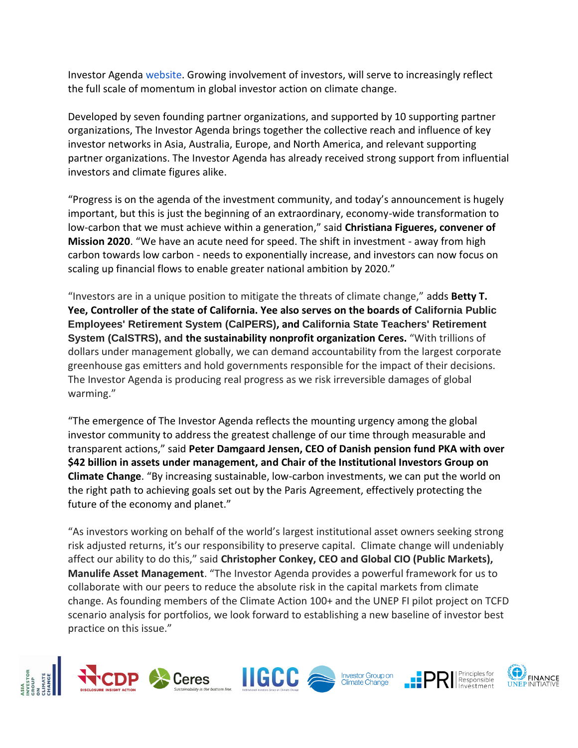Investor Agenda website. Growing involvement of investors, will serve to increasingly reflect the full scale of momentum in global investor action on climate change.

Developed by seven founding partner organizations, and supported by 10 supporting partner organizations, The Investor Agenda brings together the collective reach and influence of key investor networks in Asia, Australia, Europe, and North America, and relevant supporting partner organizations. The Investor Agenda has already received strong support from influential investors and climate figures alike.

"Progress is on the agenda of the investment community, and today's announcement is hugely important, but this is just the beginning of an extraordinary, economy-wide transformation to low-carbon that we must achieve within a generation," said **Christiana Figueres, convener of Mission 2020**. "We have an acute need for speed. The shift in investment - away from high carbon towards low carbon - needs to exponentially increase, and investors can now focus on scaling up financial flows to enable greater national ambition by 2020."

"Investors are in a unique position to mitigate the threats of climate change," adds **Betty T. Yee, Controller of the state of California. Yee also serves on the boards of California Public Employees' Retirement System (CalPERS), and California State Teachers' Retirement System (CalSTRS), and the sustainability nonprofit organization Ceres.** "With trillions of dollars under management globally, we can demand accountability from the largest corporate greenhouse gas emitters and hold governments responsible for the impact of their decisions. The Investor Agenda is producing real progress as we risk irreversible damages of global warming."

"The emergence of The Investor Agenda reflects the mounting urgency among the global investor community to address the greatest challenge of our time through measurable and transparent actions," said **Peter Damgaard Jensen, CEO of Danish pension fund PKA with over $42 billion in assets under management, and Chair of the Institutional Investors Group on Climate Change**. "By increasing sustainable, low-carbon investments, we can put the world on the right path to achieving goals set out by the Paris Agreement, effectively protecting the future of the economy and planet."

"As investors working on behalf of the world's largest institutional asset owners seeking strong risk adjusted returns, it's our responsibility to preserve capital. Climate change will undeniably affect our ability to do this," said **Christopher Conkey, CEO and Global CIO (Public Markets), Manulife Asset Management**. "The Investor Agenda provides a powerful framework for us to collaborate with our peers to reduce the absolute risk in the capital markets from climate change. As founding members of the Climate Action 100+ and the UNEP FI pilot project on TCFD scenario analysis for portfolios, we look forward to establishing a new baseline of investor best practice on this issue."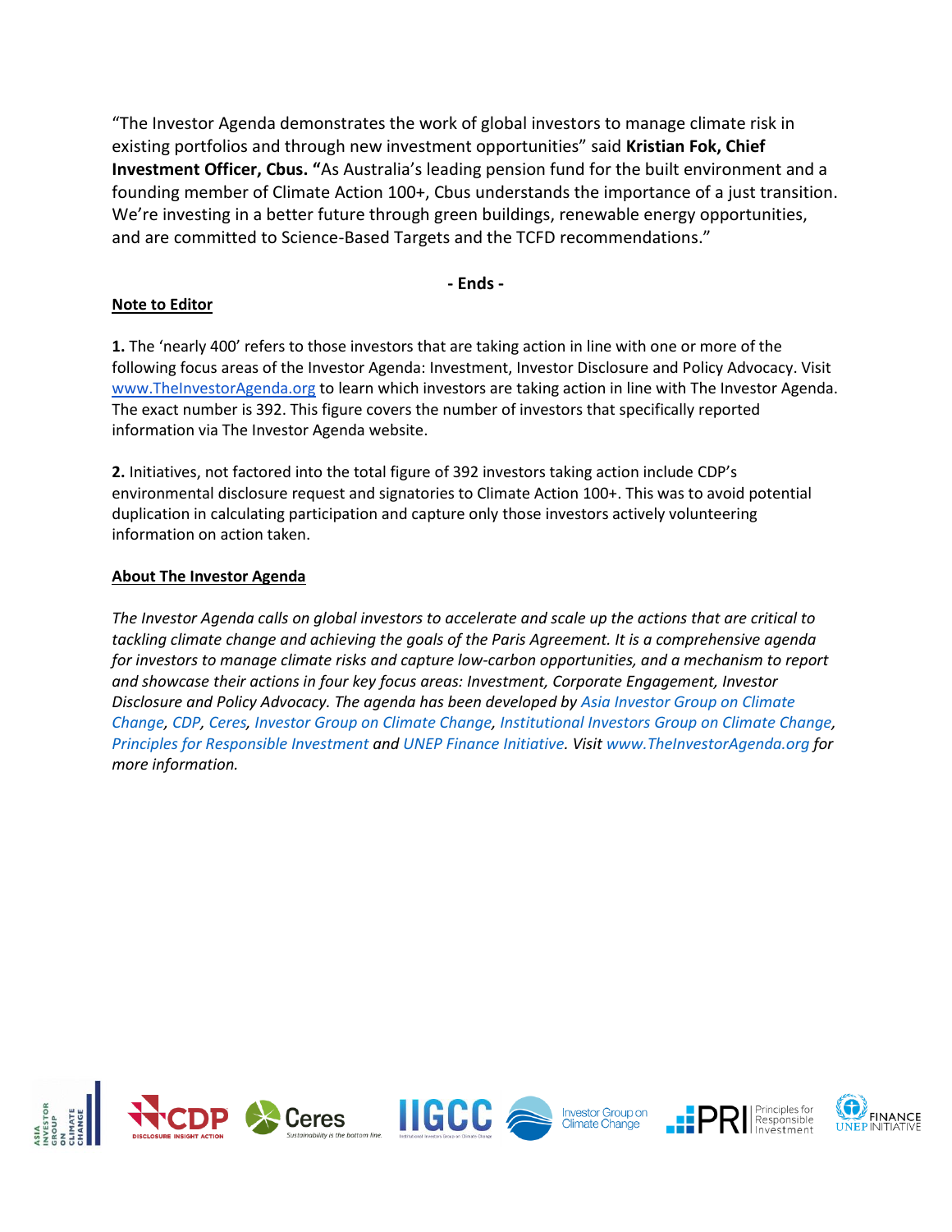"The Investor Agenda demonstrates the work of global investors to manage climate risk in existing portfolios and through new investment opportunities" said **Kristian Fok, Chief Investment Officer, Cbus.** "As Australia's leading pension fund for the built environment and a founding member of Climate Action 100+, Cbus understands the importance of a just transition. We're investing in a better future through green buildings, renewable energy opportunities, and are committed to Science-Based Targets and the TCFD recommendations."

**- Ends -**

**Note to Editor**

**1.** The 'nearly 400' refers to those investors that are taking action in line with one or more of the following focus areas of the Investor Agenda: Investment, Investor Disclosure and Policy Advocacy. Visit www.TheInvestorAgenda.org to learn which investors are taking action in line with The Investor Agenda. The exact number is 392. This figure covers the number of investors that specifically reported information via The Investor Agenda website.

**2.** Initiatives, not factored into the total figure of 392 investors taking action include CDP's environmental disclosure request and signatories to Climate Action 100+. This was to avoid potential duplication in calculating participation and capture only those investors actively volunteering information on action taken.

**About The Investor Agenda**

*The Investor Agenda calls on global investors to accelerate and scale up the actions that are critical to tackling climate change and achieving the goals of the Paris Agreement. It is a comprehensive agenda for investors to manage climate risks and capture low-carbon opportunities, and a mechanism to report and showcase their actions in four key focus areas: Investment, Corporate Engagement, Investor Disclosure and Policy Advocacy. The agenda has been developed by Asia Investor Group on Climate Change, CDP, Ceres, Investor Group on Climate Change, Institutional Investors Group on Climate Change, Principles for Responsible Investment and UNEP Finance Initiative. Visit www.TheInvestorAgenda.org for more information.*